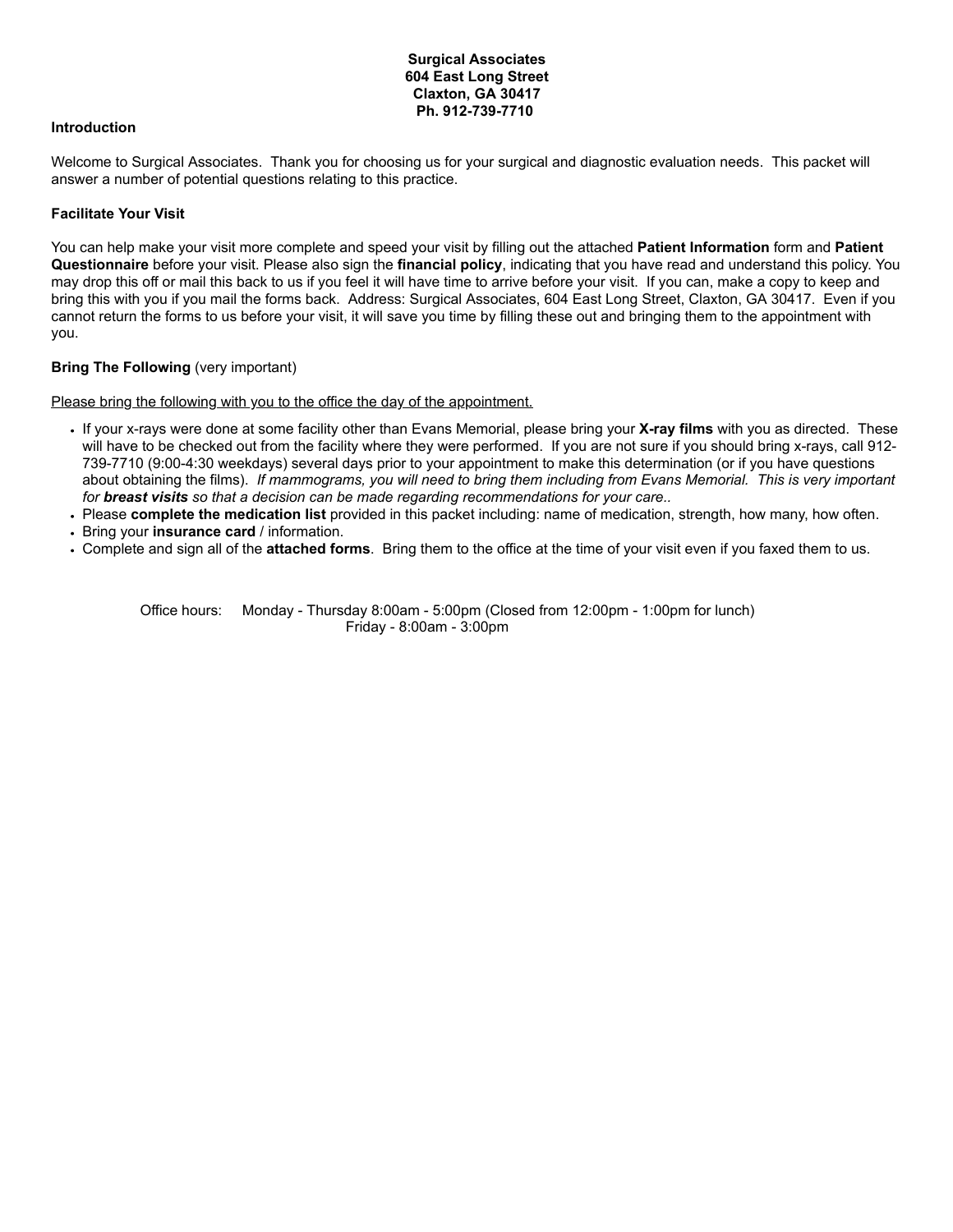**Surgical Associates**
**604 East Long Street**
**Claxton, GA 30417**
**Ph. 912-739-7710**

### Introduction

Welcome to Surgical Associates. Thank you for choosing us for your surgical and diagnostic evaluation needs. This packet will answer a number of potential questions relating to this practice.

### Facilitate Your Visit

You can help make your visit more complete and speed your visit by filling out the attached **Patient Information** form and **Patient Questionnaire** before your visit. Please also sign the **financial policy**, indicating that you have read and understand this policy. You may drop this off or mail this back to us if you feel it will have time to arrive before your visit. If you can, make a copy to keep and bring this with you if you mail the forms back. Address: Surgical Associates, 604 East Long Street, Claxton, GA 30417. Even if you cannot return the forms to us before your visit, it will save you time by filling these out and bringing them to the appointment with you.

### Bring The Following (very important)

<u>Please bring the following with you to the office the day of the appointment.</u>

- If your x-rays were done at some facility other than Evans Memorial, please bring your **X-ray films** with you as directed. These will have to be checked out from the facility where they were performed. If you are not sure if you should bring x-rays, call 912-739-7710 (9:00-4:30 weekdays) several days prior to your appointment to make this determination (or if you have questions about obtaining the films). *If mammograms, you will need to bring them including from Evans Memorial. This is very important for* ***breast visits*** *so that a decision can be made regarding recommendations for your care..*
- Please **complete the medication list** provided in this packet including: name of medication, strength, how many, how often.
- Bring your **insurance card** / information.
- Complete and sign all of the **attached forms**. Bring them to the office at the time of your visit even if you faxed them to us.

Office hours: Monday - Thursday 8:00am - 5:00pm (Closed from 12:00pm - 1:00pm for lunch)
Friday - 8:00am - 3:00pm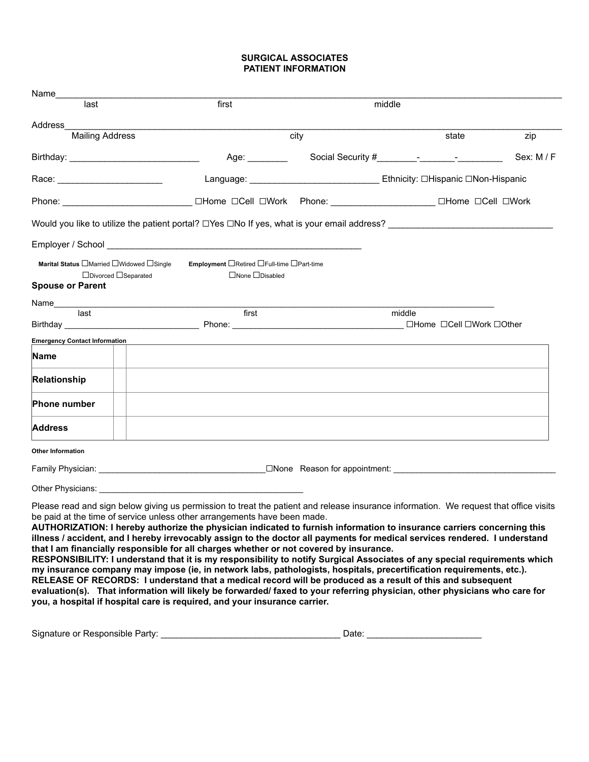# SURGICAL ASSOCIATES
## PATIENT INFORMATION

Name_______________________________________________________________________________________________
last first middle

Address_____________________________________________________________________________________________
Mailing Address city state zip

Birthday: __________________________ Age: ________ Social Security #________-_______-_________ Sex: M / F

Race: _____________________ Language: __________________________ Ethnicity: ☐Hispanic ☐Non-Hispanic

Phone: _________________________ ☐Home ☐Cell ☐Work Phone: ____________________ ☐Home ☐Cell ☐Work

Would you like to utilize the patient portal? ☐Yes ☐No If yes, what is your email address? _________________________________

Employer / School ______________________________________________________

**Marital Status** ☐Married ☐Widowed ☐Single ☐Divorced ☐Separated **Employment** ☐Retired ☐Full-time ☐Part-time ☐None ☐Disabled

**Spouse or Parent**

Name_________________________________________________________________________________________
last first middle

Birthday ____________________________ Phone: ____________________________________ ☐Home ☐Cell ☐Work ☐Other

**Emergency Contact Information**

| | | |
|---|---|---|
| **Name** | | |
| **Relationship** | | |
| **Phone number** | | |
| **Address** | | |

**Other Information**

Family Physician: __________________________________☐None Reason for appointment: __________________________________

Other Physicians: ____________________________________________

Please read and sign below giving us permission to treat the patient and release insurance information. We request that office visits be paid at the time of service unless other arrangements have been made.

**AUTHORIZATION: I hereby authorize the physician indicated to furnish information to insurance carriers concerning this illness / accident, and I hereby irrevocably assign to the doctor all payments for medical services rendered. I understand that I am financially responsible for all charges whether or not covered by insurance.**

**RESPONSIBILITY: I understand that it is my responsibility to notify Surgical Associates of any special requirements which my insurance company may impose (ie, in network labs, pathologists, hospitals, precertification requirements, etc.).**

**RELEASE OF RECORDS: I understand that a medical record will be produced as a result of this and subsequent evaluation(s). That information will likely be forwarded/ faxed to your referring physician, other physicians who care for you, a hospital if hospital care is required, and your insurance carrier.**

Signature or Responsible Party: ____________________________________ Date: _______________________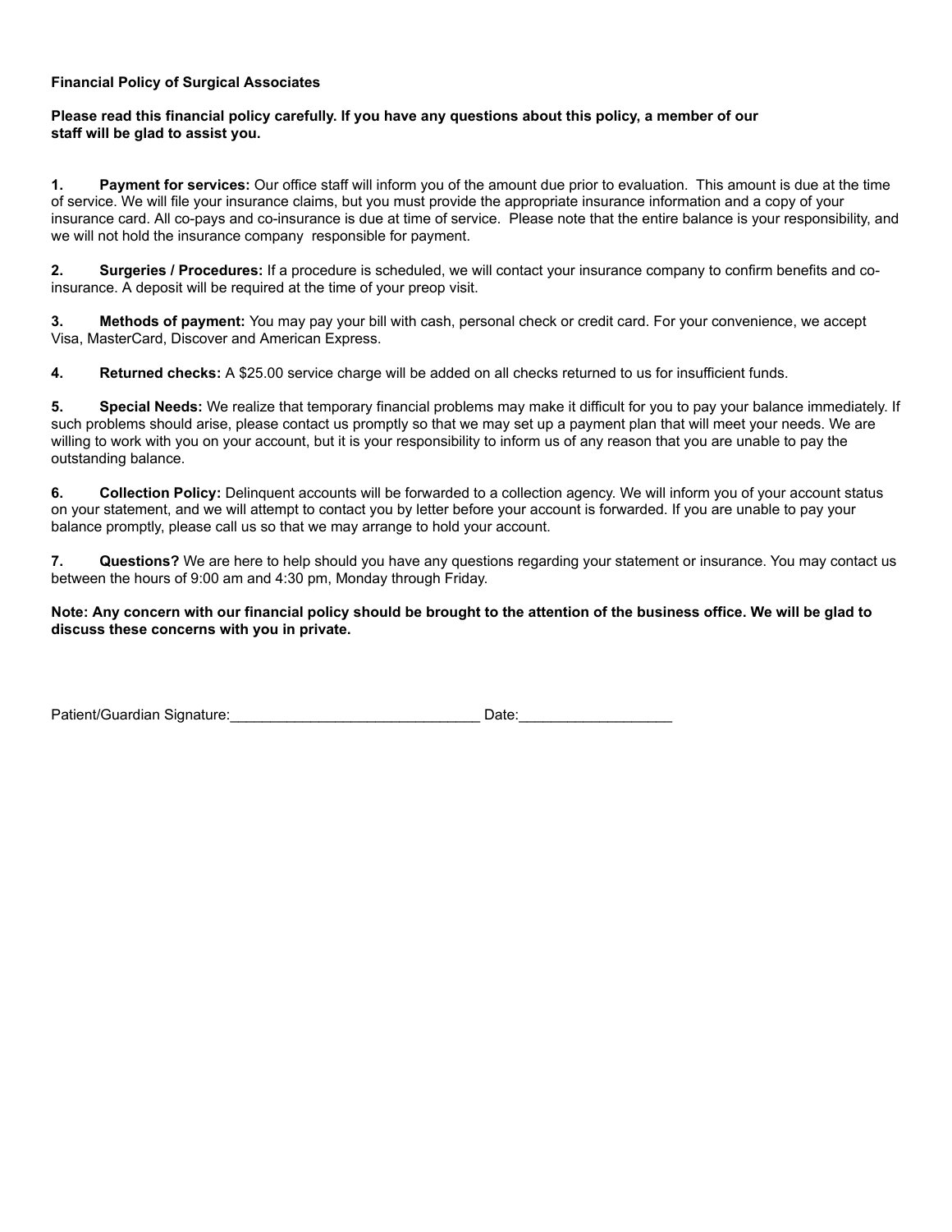**Financial Policy of Surgical Associates**

**Please read this financial policy carefully. If you have any questions about this policy, a member of our staff will be glad to assist you.**

**1. Payment for services:** Our office staff will inform you of the amount due prior to evaluation. This amount is due at the time of service. We will file your insurance claims, but you must provide the appropriate insurance information and a copy of your insurance card. All co-pays and co-insurance is due at time of service. Please note that the entire balance is your responsibility, and we will not hold the insurance company responsible for payment.

**2. Surgeries / Procedures:** If a procedure is scheduled, we will contact your insurance company to confirm benefits and co-insurance. A deposit will be required at the time of your preop visit.

**3. Methods of payment:** You may pay your bill with cash, personal check or credit card. For your convenience, we accept Visa, MasterCard, Discover and American Express.

**4. Returned checks:** A $25.00 service charge will be added on all checks returned to us for insufficient funds.

**5. Special Needs:** We realize that temporary financial problems may make it difficult for you to pay your balance immediately. If such problems should arise, please contact us promptly so that we may set up a payment plan that will meet your needs. We are willing to work with you on your account, but it is your responsibility to inform us of any reason that you are unable to pay the outstanding balance.

**6. Collection Policy:** Delinquent accounts will be forwarded to a collection agency. We will inform you of your account status on your statement, and we will attempt to contact you by letter before your account is forwarded. If you are unable to pay your balance promptly, please call us so that we may arrange to hold your account.

**7. Questions?** We are here to help should you have any questions regarding your statement or insurance. You may contact us between the hours of 9:00 am and 4:30 pm, Monday through Friday.

**Note: Any concern with our financial policy should be brought to the attention of the business office. We will be glad to discuss these concerns with you in private.**

Patient/Guardian Signature:_______________________________ Date:___________________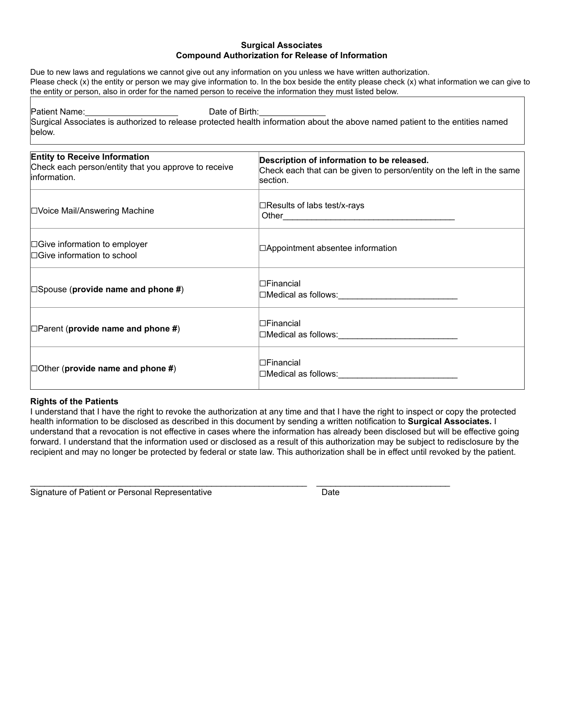**Surgical Associates**
**Compound Authorization for Release of Information**

Due to new laws and regulations we cannot give out any information on you unless we have written authorization.
Please check (x) the entity or person we may give information to. In the box beside the entity please check (x) what information we can give to the entity or person, also in order for the named person to receive the information they must listed below.

Patient Name:____________________ Date of Birth:______________
Surgical Associates is authorized to release protected health information about the above named patient to the entities named below.

| **Entity to Receive Information**<br>Check each person/entity that you approve to receive information. | **Description of information to be released.**<br>Check each that can be given to person/entity on the left in the same section. |
|---|---|
| ☐Voice Mail/Answering Machine | ☐Results of labs test/x-rays<br>Other____________________________________ |
| ☐Give information to employer<br>☐Give information to school | ☐Appointment absentee information |
| ☐Spouse (**provide name and phone #**) | ☐Financial<br>☐Medical as follows:_________________________ |
| ☐Parent (**provide name and phone #**) | ☐Financial<br>☐Medical as follows:_________________________ |
| ☐Other (**provide name and phone #**) | ☐Financial<br>☐Medical as follows:_________________________ |

**Rights of the Patients**
I understand that I have the right to revoke the authorization at any time and that I have the right to inspect or copy the protected health information to be disclosed as described in this document by sending a written notification to **Surgical Associates.** I understand that a revocation is not effective in cases where the information has already been disclosed but will be effective going forward. I understand that the information used or disclosed as a result of this authorization may be subject to redisclosure by the recipient and may no longer be protected by federal or state law. This authorization shall be in effect until revoked by the patient.

___________________________________________________________ ____________________________
Signature of Patient or Personal Representative Date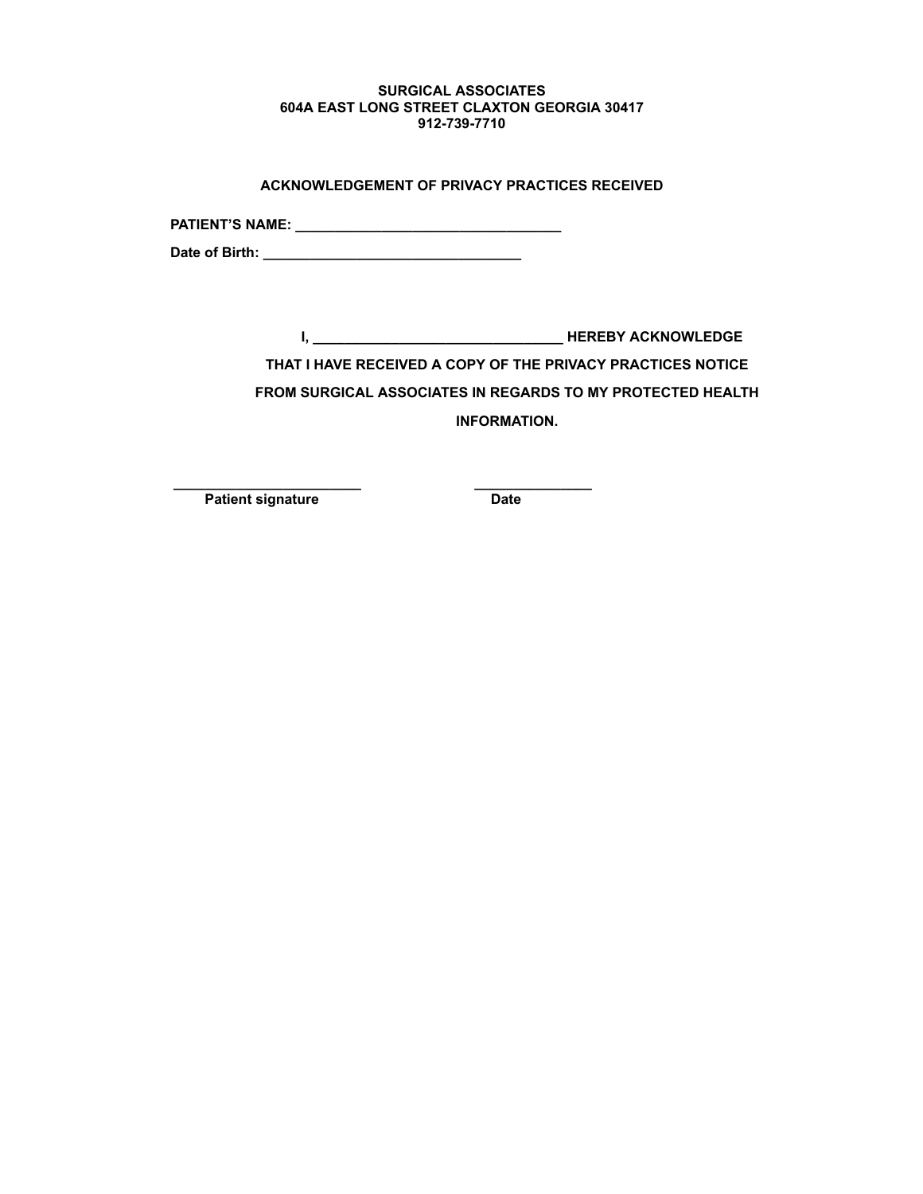**SURGICAL ASSOCIATES**
**604A EAST LONG STREET CLAXTON GEORGIA 30417**
**912-739-7710**

## ACKNOWLEDGEMENT OF PRIVACY PRACTICES RECEIVED

**PATIENT'S NAME: __________________________________**

**Date of Birth: _________________________________**

**I, ________________________________ HEREBY ACKNOWLEDGE THAT I HAVE RECEIVED A COPY OF THE PRIVACY PRACTICES NOTICE FROM SURGICAL ASSOCIATES IN REGARDS TO MY PROTECTED HEALTH INFORMATION.**

________________________ &nbsp;&nbsp;&nbsp;&nbsp;&nbsp;&nbsp;&nbsp;&nbsp;&nbsp;&nbsp; _______________
**Patient signature** &nbsp;&nbsp;&nbsp;&nbsp;&nbsp;&nbsp;&nbsp;&nbsp;&nbsp;&nbsp;&nbsp;&nbsp;&nbsp;&nbsp;&nbsp;&nbsp;&nbsp;&nbsp;&nbsp;&nbsp; **Date**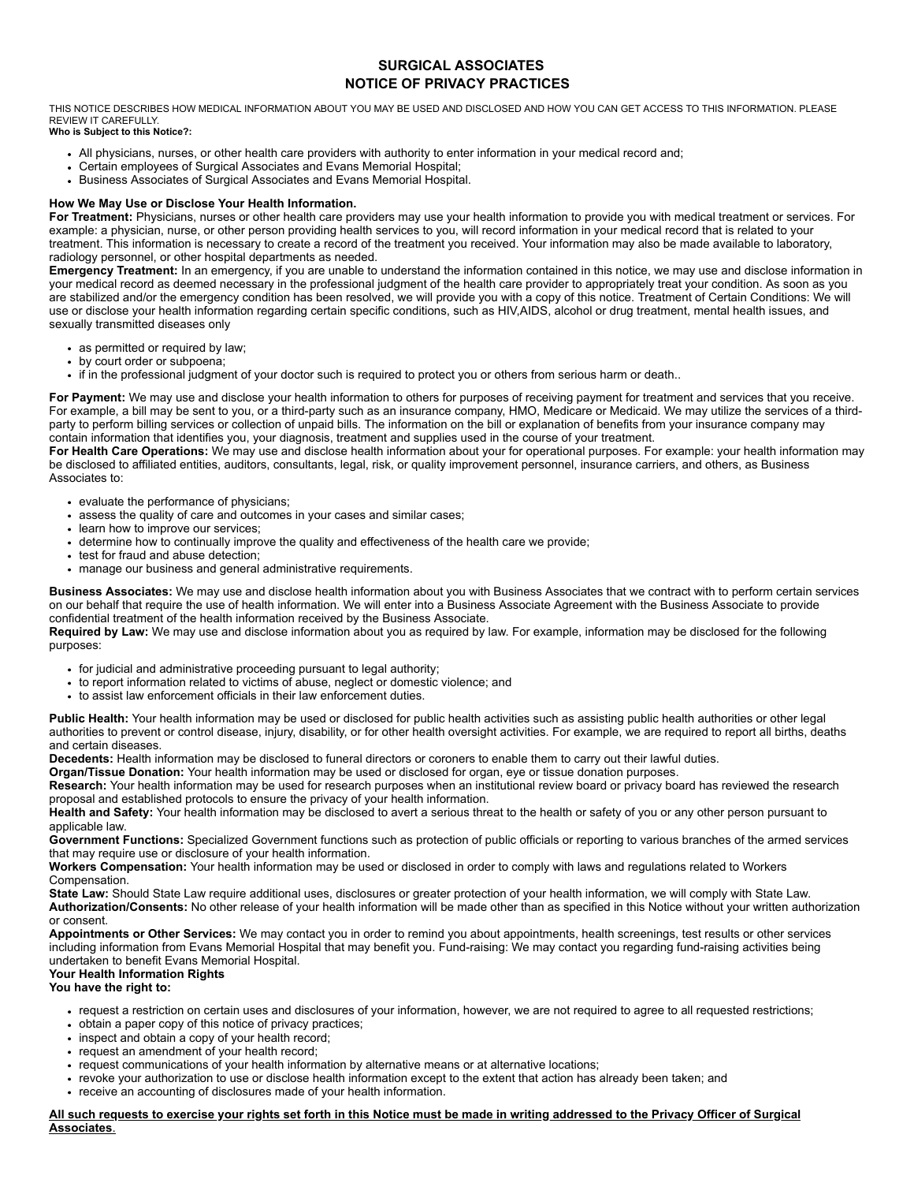# SURGICAL ASSOCIATES
# NOTICE OF PRIVACY PRACTICES

THIS NOTICE DESCRIBES HOW MEDICAL INFORMATION ABOUT YOU MAY BE USED AND DISCLOSED AND HOW YOU CAN GET ACCESS TO THIS INFORMATION. PLEASE REVIEW IT CAREFULLY.

**Who is Subject to this Notice?:**

- All physicians, nurses, or other health care providers with authority to enter information in your medical record and;
- Certain employees of Surgical Associates and Evans Memorial Hospital;
- Business Associates of Surgical Associates and Evans Memorial Hospital.

**How We May Use or Disclose Your Health Information.**

**For Treatment:** Physicians, nurses or other health care providers may use your health information to provide you with medical treatment or services. For example: a physician, nurse, or other person providing health services to you, will record information in your medical record that is related to your treatment. This information is necessary to create a record of the treatment you received. Your information may also be made available to laboratory, radiology personnel, or other hospital departments as needed.

**Emergency Treatment:** In an emergency, if you are unable to understand the information contained in this notice, we may use and disclose information in your medical record as deemed necessary in the professional judgment of the health care provider to appropriately treat your condition. As soon as you are stabilized and/or the emergency condition has been resolved, we will provide you with a copy of this notice. Treatment of Certain Conditions: We will use or disclose your health information regarding certain specific conditions, such as HIV,AIDS, alcohol or drug treatment, mental health issues, and sexually transmitted diseases only

- as permitted or required by law;
- by court order or subpoena;
- if in the professional judgment of your doctor such is required to protect you or others from serious harm or death..

**For Payment:** We may use and disclose your health information to others for purposes of receiving payment for treatment and services that you receive. For example, a bill may be sent to you, or a third-party such as an insurance company, HMO, Medicare or Medicaid. We may utilize the services of a third-party to perform billing services or collection of unpaid bills. The information on the bill or explanation of benefits from your insurance company may contain information that identifies you, your diagnosis, treatment and supplies used in the course of your treatment.

**For Health Care Operations:** We may use and disclose health information about your for operational purposes. For example: your health information may be disclosed to affiliated entities, auditors, consultants, legal, risk, or quality improvement personnel, insurance carriers, and others, as Business Associates to:

- evaluate the performance of physicians;
- assess the quality of care and outcomes in your cases and similar cases;
- learn how to improve our services;
- determine how to continually improve the quality and effectiveness of the health care we provide;
- test for fraud and abuse detection;
- manage our business and general administrative requirements.

**Business Associates:** We may use and disclose health information about you with Business Associates that we contract with to perform certain services on our behalf that require the use of health information. We will enter into a Business Associate Agreement with the Business Associate to provide confidential treatment of the health information received by the Business Associate.

**Required by Law:** We may use and disclose information about you as required by law. For example, information may be disclosed for the following purposes:

- for judicial and administrative proceeding pursuant to legal authority;
- to report information related to victims of abuse, neglect or domestic violence; and
- to assist law enforcement officials in their law enforcement duties.

**Public Health:** Your health information may be used or disclosed for public health activities such as assisting public health authorities or other legal authorities to prevent or control disease, injury, disability, or for other health oversight activities. For example, we are required to report all births, deaths and certain diseases.

**Decedents:** Health information may be disclosed to funeral directors or coroners to enable them to carry out their lawful duties.

**Organ/Tissue Donation:** Your health information may be used or disclosed for organ, eye or tissue donation purposes.

**Research:** Your health information may be used for research purposes when an institutional review board or privacy board has reviewed the research proposal and established protocols to ensure the privacy of your health information.

**Health and Safety:** Your health information may be disclosed to avert a serious threat to the health or safety of you or any other person pursuant to applicable law.

**Government Functions:** Specialized Government functions such as protection of public officials or reporting to various branches of the armed services that may require use or disclosure of your health information.

**Workers Compensation:** Your health information may be used or disclosed in order to comply with laws and regulations related to Workers Compensation.

**State Law:** Should State Law require additional uses, disclosures or greater protection of your health information, we will comply with State Law.

**Authorization/Consents:** No other release of your health information will be made other than as specified in this Notice without your written authorization or consent.

**Appointments or Other Services:** We may contact you in order to remind you about appointments, health screenings, test results or other services including information from Evans Memorial Hospital that may benefit you. Fund-raising: We may contact you regarding fund-raising activities being undertaken to benefit Evans Memorial Hospital.

**Your Health Information Rights**

**You have the right to:**

- request a restriction on certain uses and disclosures of your information, however, we are not required to agree to all requested restrictions;
- obtain a paper copy of this notice of privacy practices;
- inspect and obtain a copy of your health record;
- request an amendment of your health record;
- request communications of your health information by alternative means or at alternative locations;
- revoke your authorization to use or disclose health information except to the extent that action has already been taken; and
- receive an accounting of disclosures made of your health information.

**<u>All such requests to exercise your rights set forth in this Notice must be made in writing addressed to the Privacy Officer of Surgical Associates</u>**.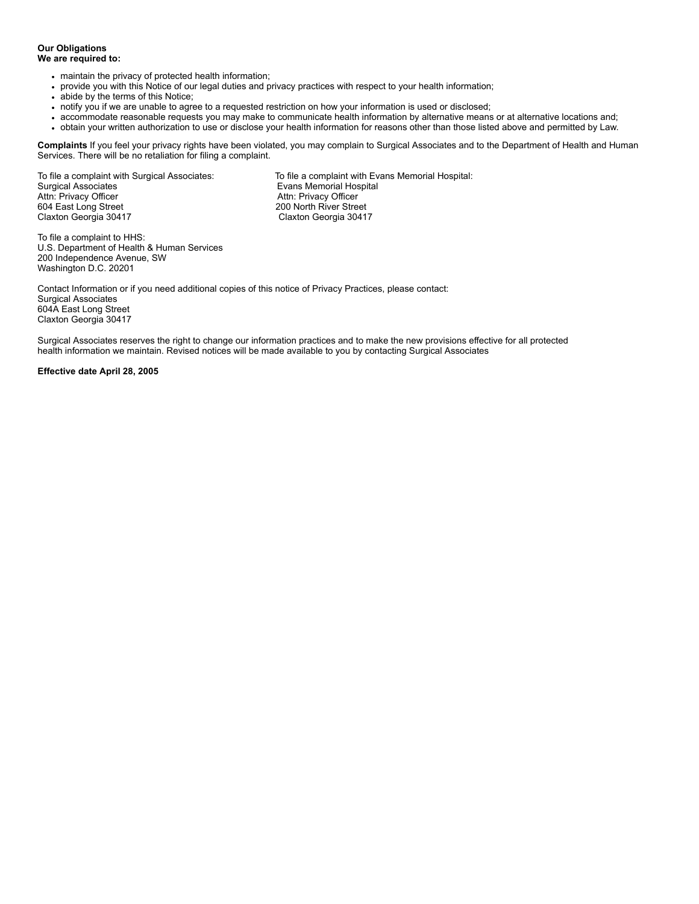**Our Obligations**
**We are required to:**

- maintain the privacy of protected health information;
- provide you with this Notice of our legal duties and privacy practices with respect to your health information;
- abide by the terms of this Notice;
- notify you if we are unable to agree to a requested restriction on how your information is used or disclosed;
- accommodate reasonable requests you may make to communicate health information by alternative means or at alternative locations and;
- obtain your written authorization to use or disclose your health information for reasons other than those listed above and permitted by Law.

**Complaints** If you feel your privacy rights have been violated, you may complain to Surgical Associates and to the Department of Health and Human Services. There will be no retaliation for filing a complaint.

To file a complaint with Surgical Associates:
Surgical Associates
Attn: Privacy Officer
604 East Long Street
Claxton Georgia 30417

To file a complaint with Evans Memorial Hospital:
Evans Memorial Hospital
Attn: Privacy Officer
200 North River Street
Claxton Georgia 30417

To file a complaint to HHS:
U.S. Department of Health & Human Services
200 Independence Avenue, SW
Washington D.C. 20201

Contact Information or if you need additional copies of this notice of Privacy Practices, please contact:
Surgical Associates
604A East Long Street
Claxton Georgia 30417

Surgical Associates reserves the right to change our information practices and to make the new provisions effective for all protected health information we maintain. Revised notices will be made available to you by contacting Surgical Associates

**Effective date April 28, 2005**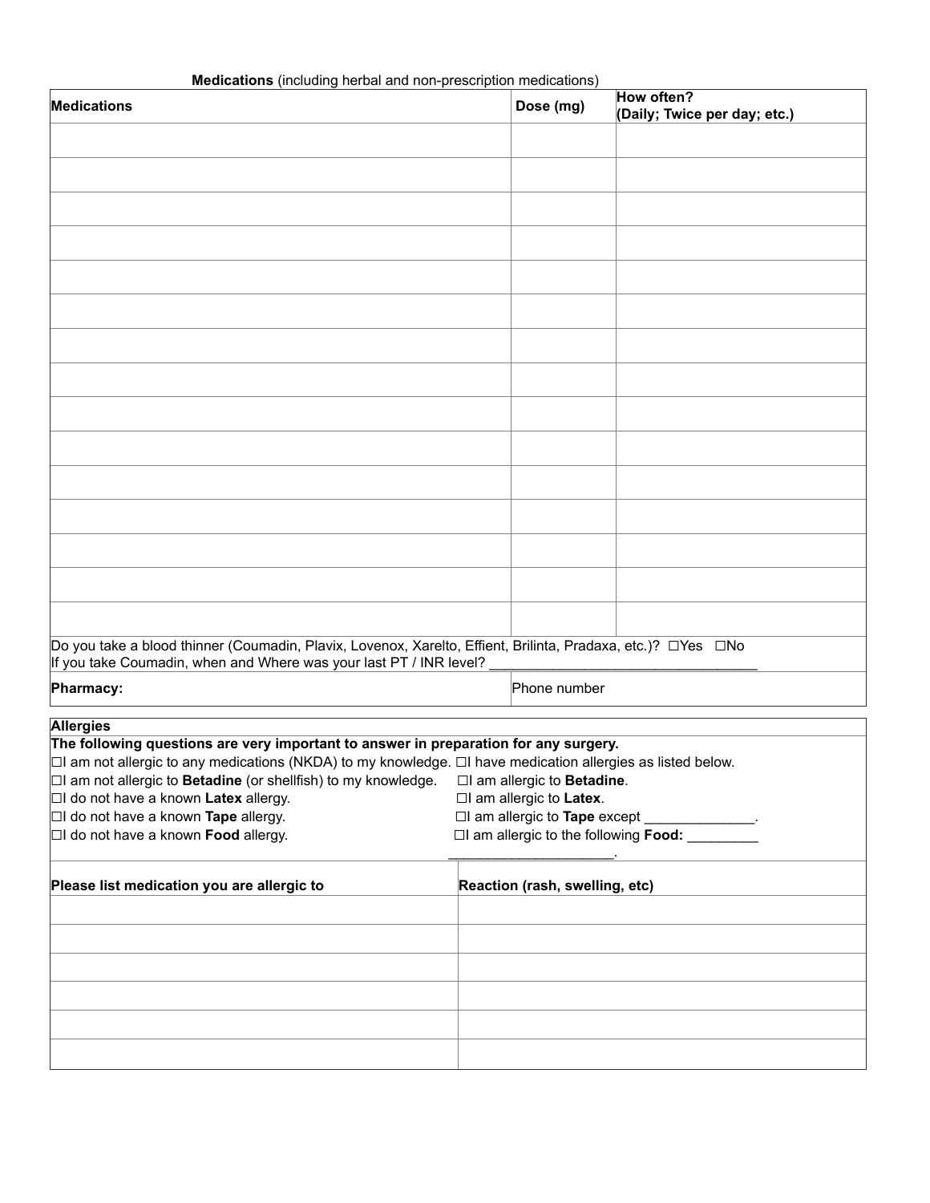**Medications** (including herbal and non-prescription medications)

| Medications | Dose (mg) | How often? (Daily; Twice per day; etc.) |
|---|---|---|
| | | |
| | | |
| | | |
| | | |
| | | |
| | | |
| | | |
| | | |
| | | |
| | | |
| | | |
| | | |
| | | |
| | | |
| | | |

Do you take a blood thinner (Coumadin, Plavix, Lovenox, Xarelto, Effient, Brilinta, Pradaxa, etc.)? ☐Yes ☐No
If you take Coumadin, when and Where was your last PT / INR level? ___________________________________

| **Pharmacy:** | Phone number |
|---|---|

**Allergies**

**The following questions are very important to answer in preparation for any surgery.**

☐I am not allergic to any medications (NKDA) to my knowledge. ☐I have medication allergies as listed below.
☐I am not allergic to **Betadine** (or shellfish) to my knowledge. ☐I am allergic to **Betadine**.
☐I do not have a known **Latex** allergy. ☐I am allergic to **Latex**.
☐I do not have a known **Tape** allergy. ☐I am allergic to **Tape** except ______________.
☐I do not have a known **Food** allergy. ☐I am allergic to the following **Food:** _________ _____________________.

| Please list medication you are allergic to | Reaction (rash, swelling, etc) |
|---|---|
| | |
| | |
| | |
| | |
| | |
| | |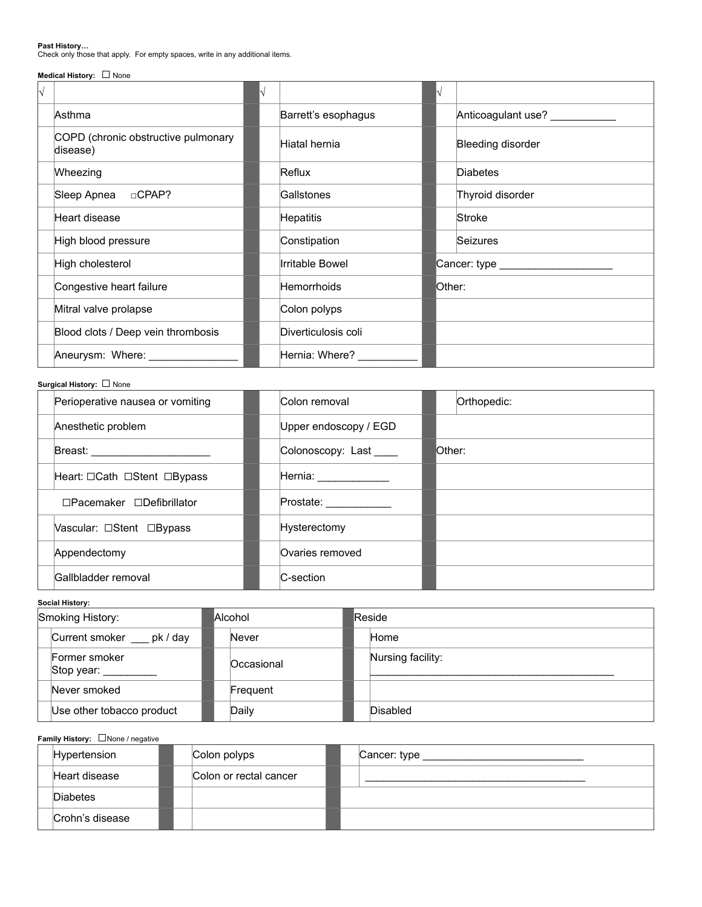**Past History…**
Check only those that apply. For empty spaces, write in any additional items.

**Medical History:** ☐ None

| √ | | | √ | | | √ | |
|---|---|---|---|---|---|---|---|
| | Asthma | | | Barrett's esophagus | | | Anticoagulant use? ___________ |
| | COPD (chronic obstructive pulmonary disease) | | | Hiatal hernia | | | Bleeding disorder |
| | Wheezing | | | Reflux | | | Diabetes |
| | Sleep Apnea ☐CPAP? | | | Gallstones | | | Thyroid disorder |
| | Heart disease | | | Hepatitis | | | Stroke |
| | High blood pressure | | | Constipation | | | Seizures |
| | High cholesterol | | | Irritable Bowel | | Cancer: type ___________________ | |
| | Congestive heart failure | | | Hemorrhoids | | Other: | |
| | Mitral valve prolapse | | | Colon polyps | | | |
| | Blood clots / Deep vein thrombosis | | | Diverticulosis coli | | | |
| | Aneurysm: Where: _______________ | | | Hernia: Where? __________ | | | |

**Surgical History:** ☐ None

| | | | | | | | |
|---|---|---|---|---|---|---|---|
| | Perioperative nausea or vomiting | | | Colon removal | | | Orthopedic: |
| | Anesthetic problem | | | Upper endoscopy / EGD | | | |
| | Breast: ____________________ | | | Colonoscopy: Last ____ | | Other: | |
| | Heart: ☐Cath ☐Stent ☐Bypass | | | Hernia: ____________ | | | |
| | ☐Pacemaker ☐Defibrillator | | | Prostate: ___________ | | | |
| | Vascular: ☐Stent ☐Bypass | | | Hysterectomy | | | |
| | Appendectomy | | | Ovaries removed | | | |
| | Gallbladder removal | | | C-section | | | |

**Social History:**

| Smoking History: | | | Alcohol | | Reside | |
|---|---|---|---|---|---|---|
| | Current smoker ___ pk / day | | | Never | | Home |
| | Former smoker Stop year: _________ | | | Occasional | | Nursing facility: ____________________________________________ |
| | Never smoked | | | Frequent | | |
| | Use other tobacco product | | | Daily | | Disabled |

**Family History:** ☐None / negative

| | | | | | | |
|---|---|---|---|---|---|---|
| | Hypertension | | | Colon polyps | | Cancer: type ___________________________ |
| | Heart disease | | | Colon or rectal cancer | | _______________________________________ |
| | Diabetes | | | | | |
| | Crohn's disease | | | | | |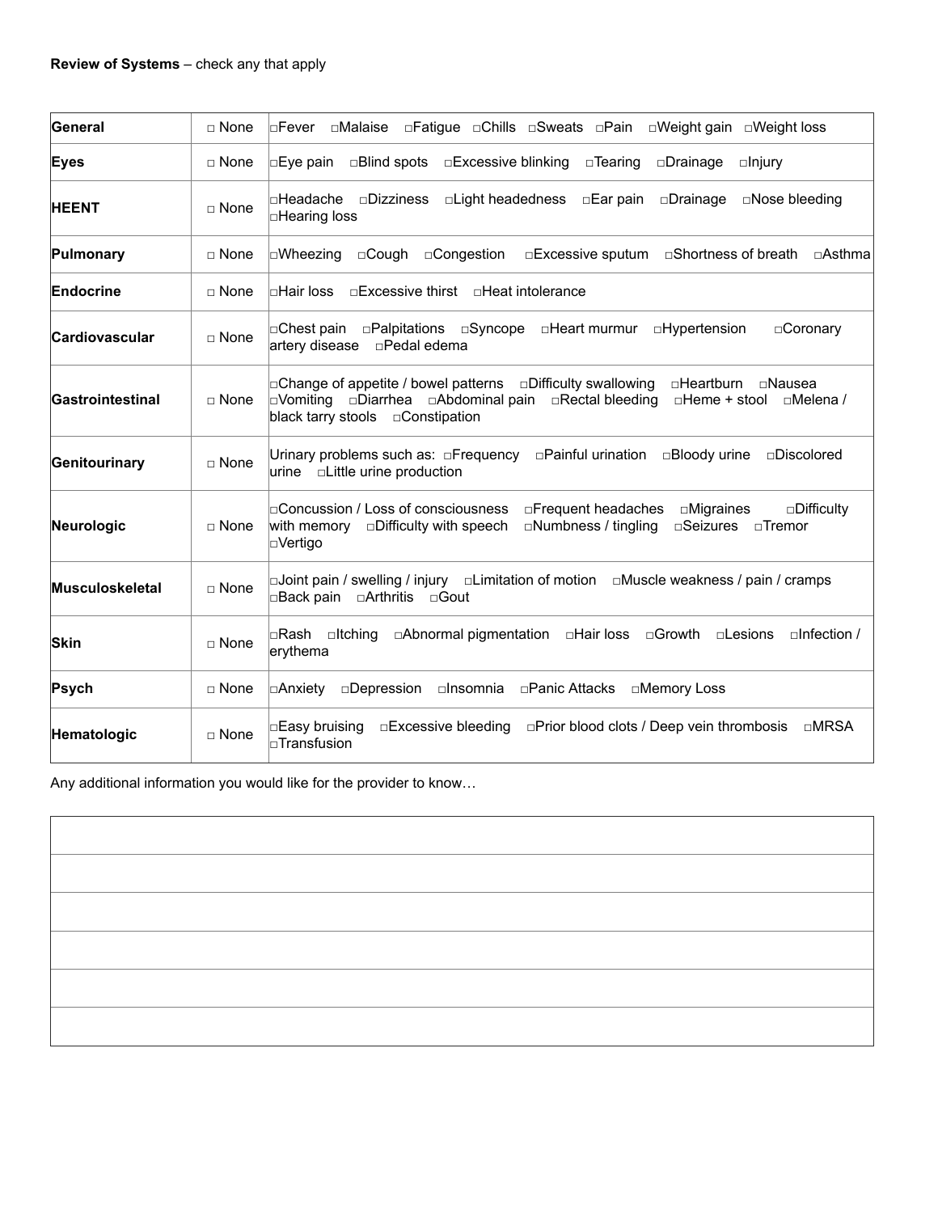**Review of Systems** – check any that apply

| General | □ None | □Fever □Malaise □Fatigue □Chills □Sweats □Pain □Weight gain □Weight loss |
|---|---|---|
| **Eyes** | □ None | □Eye pain □Blind spots □Excessive blinking □Tearing □Drainage □Injury |
| **HEENT** | □ None | □Headache □Dizziness □Light headedness □Ear pain □Drainage □Nose bleeding □Hearing loss |
| **Pulmonary** | □ None | □Wheezing □Cough □Congestion □Excessive sputum □Shortness of breath □Asthma |
| **Endocrine** | □ None | □Hair loss □Excessive thirst □Heat intolerance |
| **Cardiovascular** | □ None | □Chest pain □Palpitations □Syncope □Heart murmur □Hypertension □Coronary artery disease □Pedal edema |
| **Gastrointestinal** | □ None | □Change of appetite / bowel patterns □Difficulty swallowing □Heartburn □Nausea □Vomiting □Diarrhea □Abdominal pain □Rectal bleeding □Heme + stool □Melena / black tarry stools □Constipation |
| **Genitourinary** | □ None | Urinary problems such as: □Frequency □Painful urination □Bloody urine □Discolored urine □Little urine production |
| **Neurologic** | □ None | □Concussion / Loss of consciousness □Frequent headaches □Migraines □Difficulty with memory □Difficulty with speech □Numbness / tingling □Seizures □Tremor □Vertigo |
| **Musculoskeletal** | □ None | □Joint pain / swelling / injury □Limitation of motion □Muscle weakness / pain / cramps □Back pain □Arthritis □Gout |
| **Skin** | □ None | □Rash □Itching □Abnormal pigmentation □Hair loss □Growth □Lesions □Infection / erythema |
| **Psych** | □ None | □Anxiety □Depression □Insomnia □Panic Attacks □Memory Loss |
| **Hematologic** | □ None | □Easy bruising □Excessive bleeding □Prior blood clots / Deep vein thrombosis □MRSA □Transfusion |

Any additional information you would like for the provider to know…

| |
|---|
| |
| |
| |
| |
| |
| |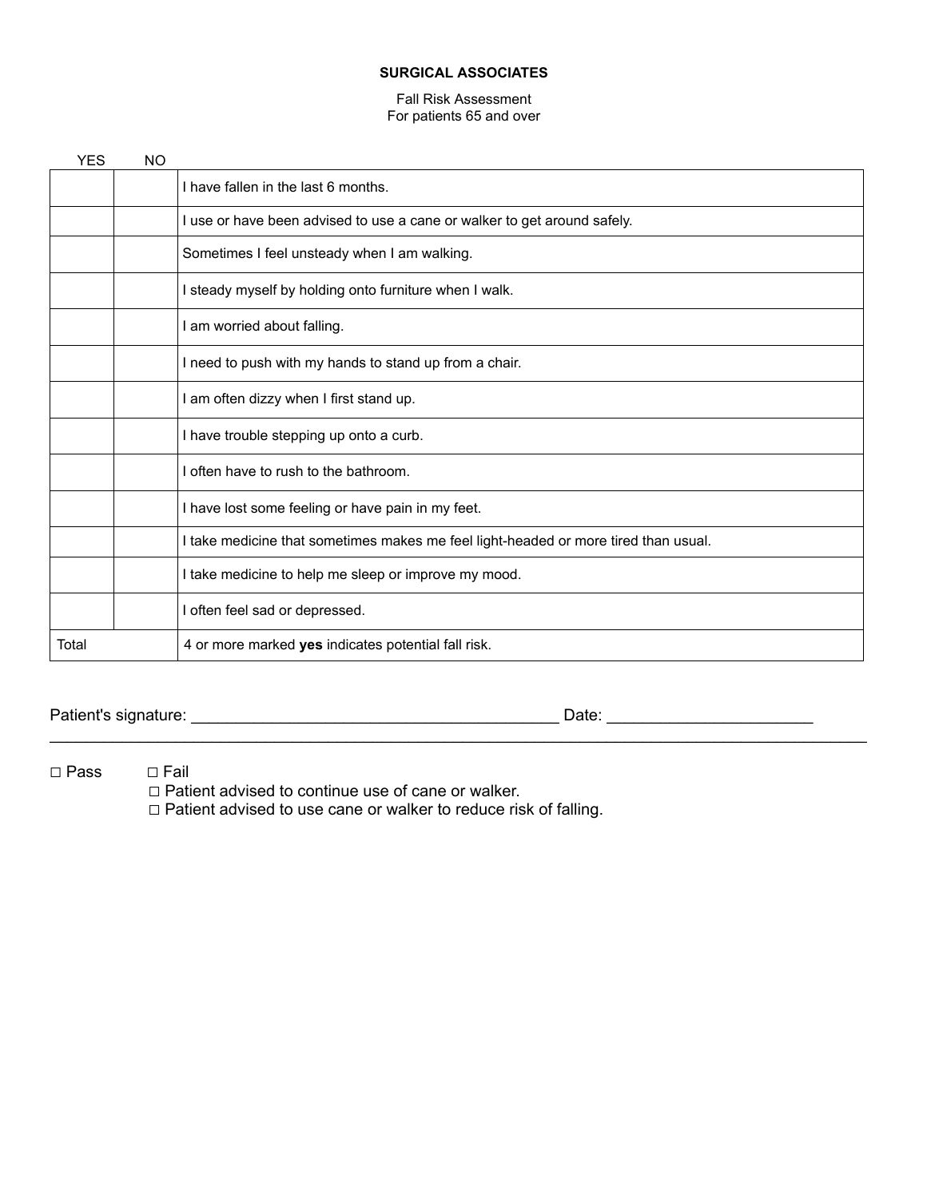**SURGICAL ASSOCIATES**

Fall Risk Assessment
For patients 65 and over

| YES | NO | |
|---|---|---|
| | | I have fallen in the last 6 months. |
| | | I use or have been advised to use a cane or walker to get around safely. |
| | | Sometimes I feel unsteady when I am walking. |
| | | I steady myself by holding onto furniture when I walk. |
| | | I am worried about falling. |
| | | I need to push with my hands to stand up from a chair. |
| | | I am often dizzy when I first stand up. |
| | | I have trouble stepping up onto a curb. |
| | | I often have to rush to the bathroom. |
| | | I have lost some feeling or have pain in my feet. |
| | | I take medicine that sometimes makes me feel light-headed or more tired than usual. |
| | | I take medicine to help me sleep or improve my mood. |
| | | I often feel sad or depressed. |
| Total | | 4 or more marked **yes** indicates potential fall risk. |

Patient's signature: ________________________________________ Date: ______________________

---

☐ Pass ☐ Fail
☐ Patient advised to continue use of cane or walker.
☐ Patient advised to use cane or walker to reduce risk of falling.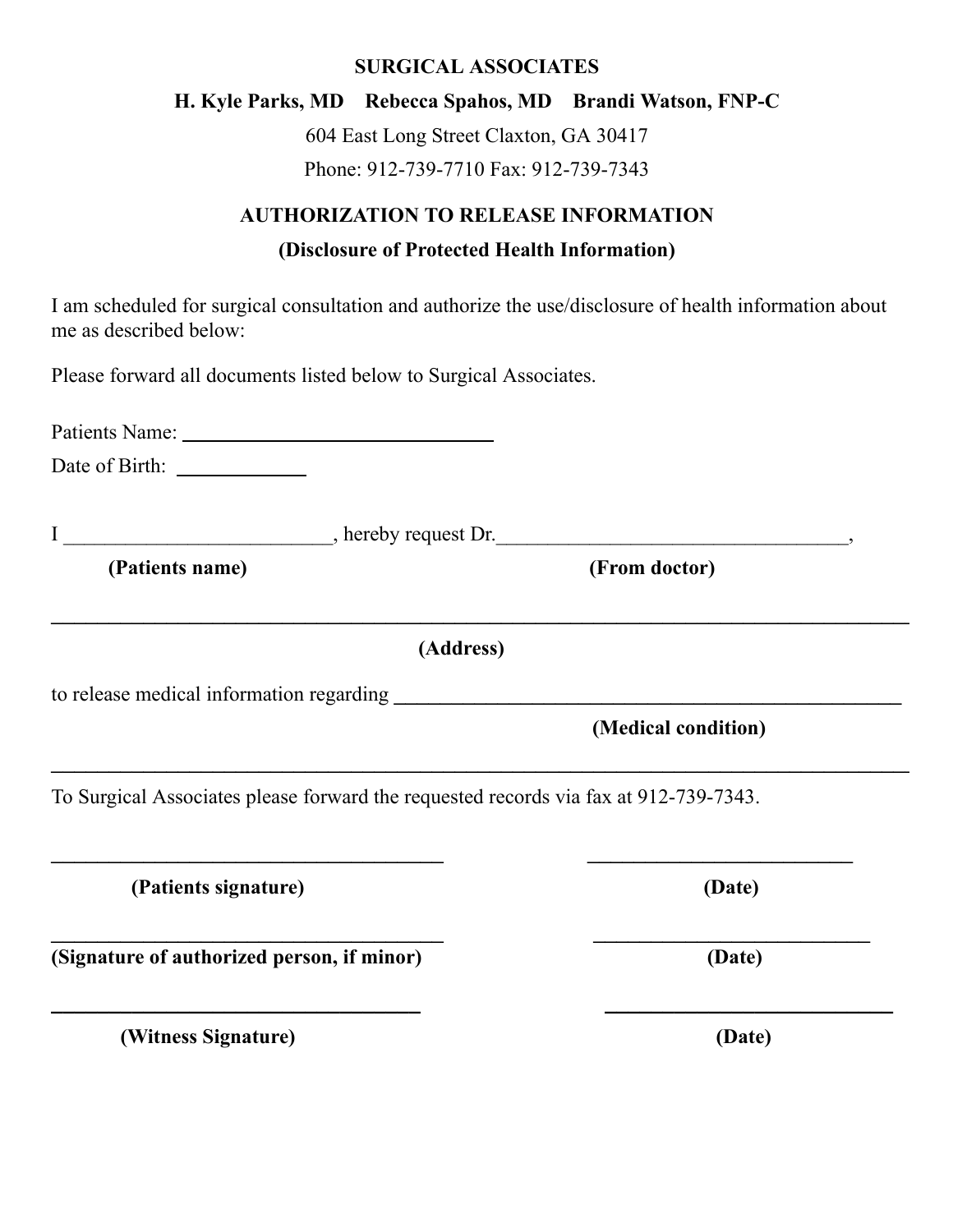**SURGICAL ASSOCIATES**

**H. Kyle Parks, MD    Rebecca Spahos, MD    Brandi Watson, FNP-C**

604 East Long Street Claxton, GA 30417

Phone: 912-739-7710 Fax: 912-739-7343

## AUTHORIZATION TO RELEASE INFORMATION

### (Disclosure of Protected Health Information)

I am scheduled for surgical consultation and authorize the use/disclosure of health information about me as described below:

Please forward all documents listed below to Surgical Associates.

Patients Name: ______________________________

Date of Birth: ____________

I __________________________, hereby request Dr.__________________________________,

**(Patients name)**                                        **(From doctor)**

_____________________________________________________________________________________

**(Address)**

to release medical information regarding _________________________________________________

**(Medical condition)**

_____________________________________________________________________________________

To Surgical Associates please forward the requested records via fax at 912-739-7343.

______________________________________          __________________________

**(Patients signature)**                                        **(Date)**

______________________________________          ___________________________

**(Signature of authorized person, if minor)**                  **(Date)**

____________________________________          ____________________________

**(Witness Signature)**                                        **(Date)**